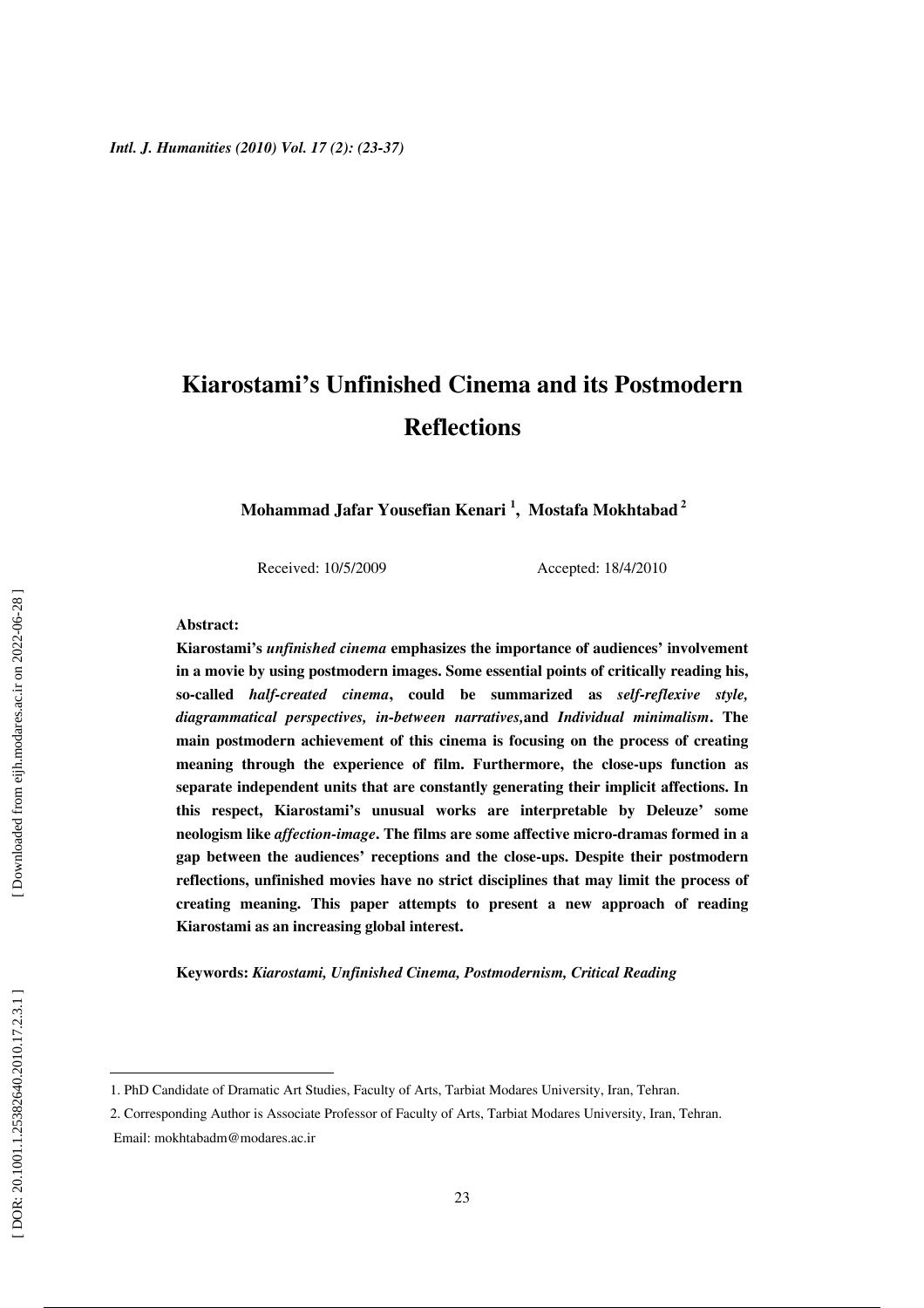# Kiarostami's Unfinished Cinema and its Postmodern Reflections

**Mohammad Jafar Yousefian Kenari [1], Mostafa Mokhtabad [2]**

Received: 10/5/2009 Accepted: 18/4/2010

**Abstract:**

**Kiarostami's *unfinished cinema* emphasizes the importance of audiences' involvement in a movie by using postmodern images. Some essential points of critically reading his, so-called *half-created cinema*, could be summarized as *self-reflexive style, diagrammatical perspectives, in-between narratives,*and *Individual minimalism*. The main postmodern achievement of this cinema is focusing on the process of creating meaning through the experience of film. Furthermore, the close-ups function as separate independent units that are constantly generating their implicit affections. In this respect, Kiarostami's unusual works are interpretable by Deleuze' some neologism like *affection-image*. The films are some affective micro-dramas formed in a gap between the audiences' receptions and the close-ups. Despite their postmodern reflections, unfinished movies have no strict disciplines that may limit the process of creating meaning. This paper attempts to present a new approach of reading Kiarostami as an increasing global interest.**

**Keywords:** ***Kiarostami, Unfinished Cinema, Postmodernism, Critical Reading***

---

1. PhD Candidate of Dramatic Art Studies, Faculty of Arts, Tarbiat Modares University, Iran, Tehran.

2. Corresponding Author is Associate Professor of Faculty of Arts, Tarbiat Modares University, Iran, Tehran. Email: mokhtabadm@modares.ac.ir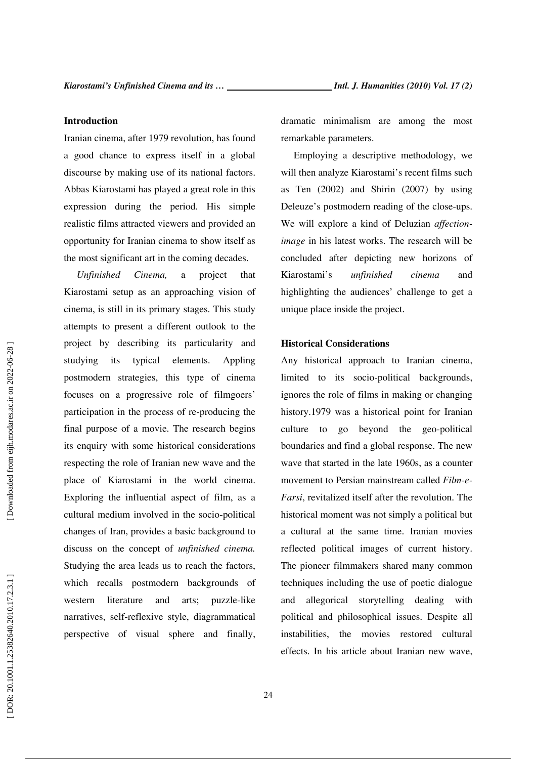## Introduction

Iranian cinema, after 1979 revolution, has found a good chance to express itself in a global discourse by making use of its national factors. Abbas Kiarostami has played a great role in this expression during the period. His simple realistic films attracted viewers and provided an opportunity for Iranian cinema to show itself as the most significant art in the coming decades.

*Unfinished Cinema,* a project that Kiarostami setup as an approaching vision of cinema, is still in its primary stages. This study attempts to present a different outlook to the project by describing its particularity and studying its typical elements. Appling postmodern strategies, this type of cinema focuses on a progressive role of filmgoers' participation in the process of re-producing the final purpose of a movie. The research begins its enquiry with some historical considerations respecting the role of Iranian new wave and the place of Kiarostami in the world cinema. Exploring the influential aspect of film, as a cultural medium involved in the socio-political changes of Iran, provides a basic background to discuss on the concept of *unfinished cinema.* Studying the area leads us to reach the factors, which recalls postmodern backgrounds of western literature and arts; puzzle-like narratives, self-reflexive style, diagrammatical perspective of visual sphere and finally, dramatic minimalism are among the most remarkable parameters.

Employing a descriptive methodology, we will then analyze Kiarostami's recent films such as Ten (2002) and Shirin (2007) by using Deleuze's postmodern reading of the close-ups. We will explore a kind of Deluzian *affection-image* in his latest works. The research will be concluded after depicting new horizons of Kiarostami's *unfinished cinema* and highlighting the audiences' challenge to get a unique place inside the project.

## Historical Considerations

Any historical approach to Iranian cinema, limited to its socio-political backgrounds, ignores the role of films in making or changing history.1979 was a historical point for Iranian culture to go beyond the geo-political boundaries and find a global response. The new wave that started in the late 1960s, as a counter movement to Persian mainstream called *Film-e-Farsi*, revitalized itself after the revolution. The historical moment was not simply a political but a cultural at the same time. Iranian movies reflected political images of current history. The pioneer filmmakers shared many common techniques including the use of poetic dialogue and allegorical storytelling dealing with political and philosophical issues. Despite all instabilities, the movies restored cultural effects. In his article about Iranian new wave,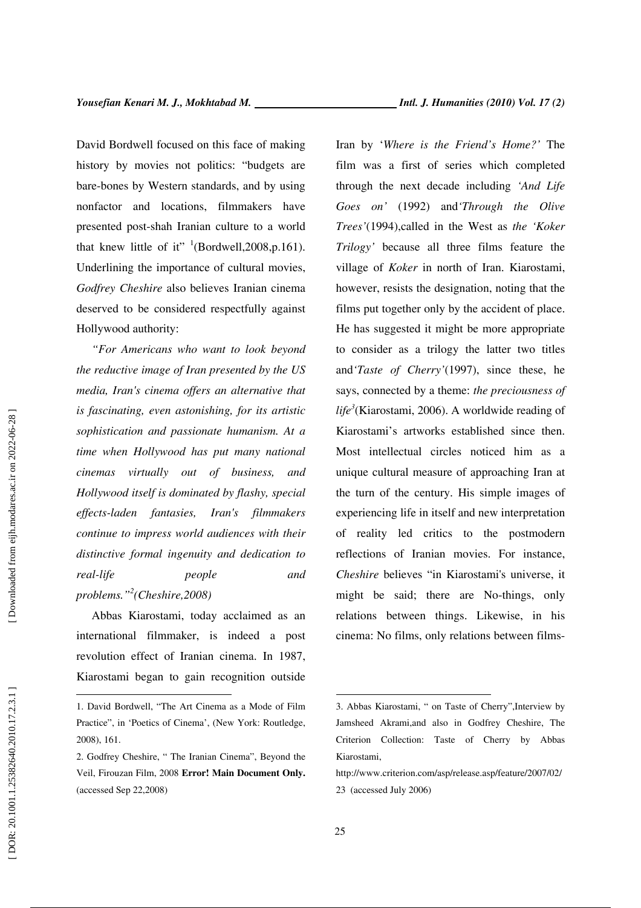David Bordwell focused on this face of making history by movies not politics: "budgets are bare-bones by Western standards, and by using nonfactor and locations, filmmakers have presented post-shah Iranian culture to a world that knew little of it" [1](Bordwell,2008,p.161). Underlining the importance of cultural movies, *Godfrey Cheshire* also believes Iranian cinema deserved to be considered respectfully against Hollywood authority:

*"For Americans who want to look beyond the reductive image of Iran presented by the US media, Iran's cinema offers an alternative that is fascinating, even astonishing, for its artistic sophistication and passionate humanism. At a time when Hollywood has put many national cinemas virtually out of business, and Hollywood itself is dominated by flashy, special effects-laden fantasies, Iran's filmmakers continue to impress world audiences with their distinctive formal ingenuity and dedication to real-life people and problems."[2](Cheshire,2008)*

Abbas Kiarostami, today acclaimed as an international filmmaker, is indeed a post revolution effect of Iranian cinema. In 1987, Kiarostami began to gain recognition outside Iran by '*Where is the Friend's Home?'* The film was a first of series which completed through the next decade including *'And Life Goes on'* (1992) and*'Through the Olive Trees'*(1994),called in the West as *the 'Koker Trilogy'* because all three films feature the village of *Koker* in north of Iran. Kiarostami, however, resists the designation, noting that the films put together only by the accident of place. He has suggested it might be more appropriate to consider as a trilogy the latter two titles and*'Taste of Cherry'*(1997), since these, he says, connected by a theme: *the preciousness of life*[3](Kiarostami, 2006). A worldwide reading of Kiarostami's artworks established since then. Most intellectual circles noticed him as a unique cultural measure of approaching Iran at the turn of the century. His simple images of experiencing life in itself and new interpretation of reality led critics to the postmodern reflections of Iranian movies. For instance, *Cheshire* believes "in Kiarostami's universe, it might be said; there are No-things, only relations between things. Likewise, in his cinema: No films, only relations between films-

---

1. David Bordwell, "The Art Cinema as a Mode of Film Practice", in 'Poetics of Cinema', (New York: Routledge, 2008), 161.

2. Godfrey Cheshire, " The Iranian Cinema", Beyond the Veil, Firouzan Film, 2008 **Error! Main Document Only.** (accessed Sep 22,2008)

3. Abbas Kiarostami, " on Taste of Cherry",Interview by Jamsheed Akrami,and also in Godfrey Cheshire, The Criterion Collection: Taste of Cherry by Abbas Kiarostami, http://www.criterion.com/asp/release.asp/feature/2007/02/23 (accessed July 2006)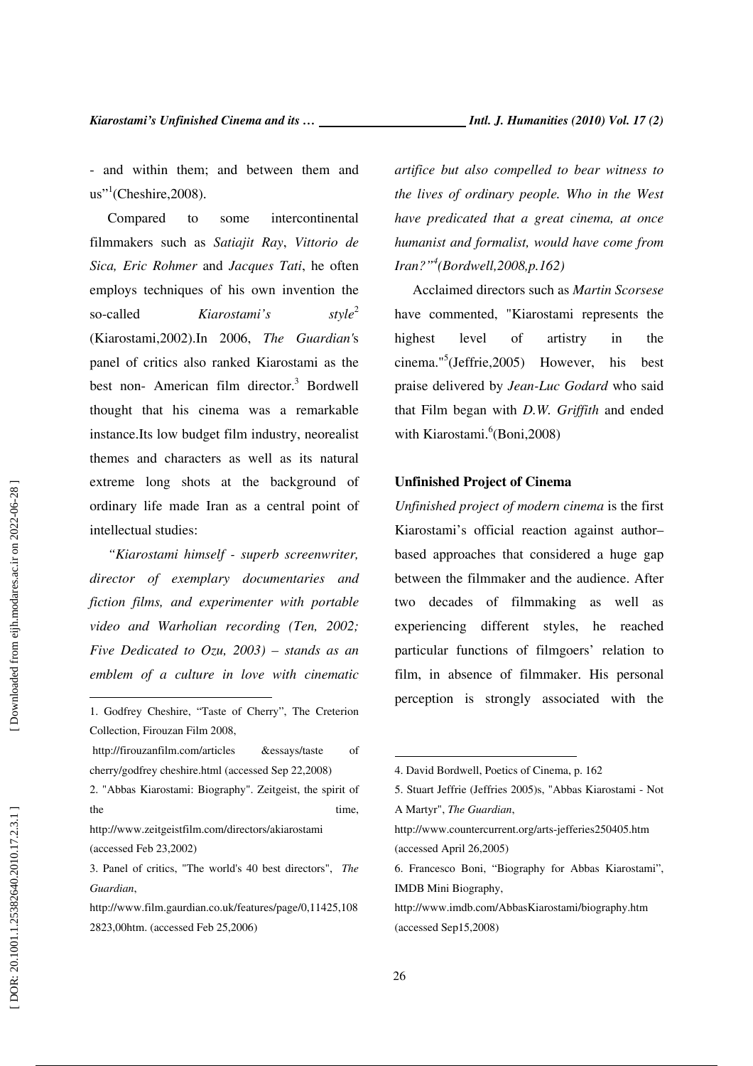- and within them; and between them and us"[1](Cheshire,2008).

Compared to some intercontinental filmmakers such as *Satiajit Ray*, *Vittorio de Sica, Eric Rohmer* and *Jacques Tati*, he often employs techniques of his own invention the so-called *Kiarostami's style*[2] (Kiarostami,2002).In 2006, *The Guardian*'s panel of critics also ranked Kiarostami as the best non- American film director.[3] Bordwell thought that his cinema was a remarkable instance.Its low budget film industry, neorealist themes and characters as well as its natural extreme long shots at the background of ordinary life made Iran as a central point of intellectual studies:

*"Kiarostami himself - superb screenwriter, director of exemplary documentaries and fiction films, and experimenter with portable video and Warholian recording (Ten, 2002; Five Dedicated to Ozu, 2003) – stands as an emblem of a culture in love with cinematic artifice but also compelled to bear witness to the lives of ordinary people. Who in the West have predicated that a great cinema, at once humanist and formalist, would have come from Iran?"[4](Bordwell,2008,p.162)*

Acclaimed directors such as *Martin Scorsese* have commented, "Kiarostami represents the highest level of artistry in the cinema."[5](Jeffrie,2005) However, his best praise delivered by *Jean-Luc Godard* who said that Film began with *D.W. Griffith* and ended with Kiarostami.[6](Boni,2008)

## Unfinished Project of Cinema

*Unfinished project of modern cinema* is the first Kiarostami's official reaction against author–based approaches that considered a huge gap between the filmmaker and the audience. After two decades of filmmaking as well as experiencing different styles, he reached particular functions of filmgoers' relation to film, in absence of filmmaker. His personal perception is strongly associated with the

---

1. Godfrey Cheshire, "Taste of Cherry", The Creterion Collection, Firouzan Film 2008, http://firouzanfilm.com/articles &essays/taste of cherry/godfrey cheshire.html (accessed Sep 22,2008)

2. "Abbas Kiarostami: Biography". Zeitgeist, the spirit of the time, http://www.zeitgeistfilm.com/directors/akiarostami (accessed Feb 23,2002)

3. Panel of critics, "The world's 40 best directors", *The Guardian*, http://www.film.gaurdian.co.uk/features/page/0,11425,1082823,00htm. (accessed Feb 25,2006)

4. David Bordwell, Poetics of Cinema, p. 162

5. Stuart Jeffrie (Jeffries 2005)s, "Abbas Kiarostami - Not A Martyr", *The Guardian*, http://www.countercurrent.org/arts-jefferies250405.htm (accessed April 26,2005)

6. Francesco Boni, "Biography for Abbas Kiarostami", IMDB Mini Biography, http://www.imdb.com/AbbasKiarostami/biography.htm (accessed Sep15,2008)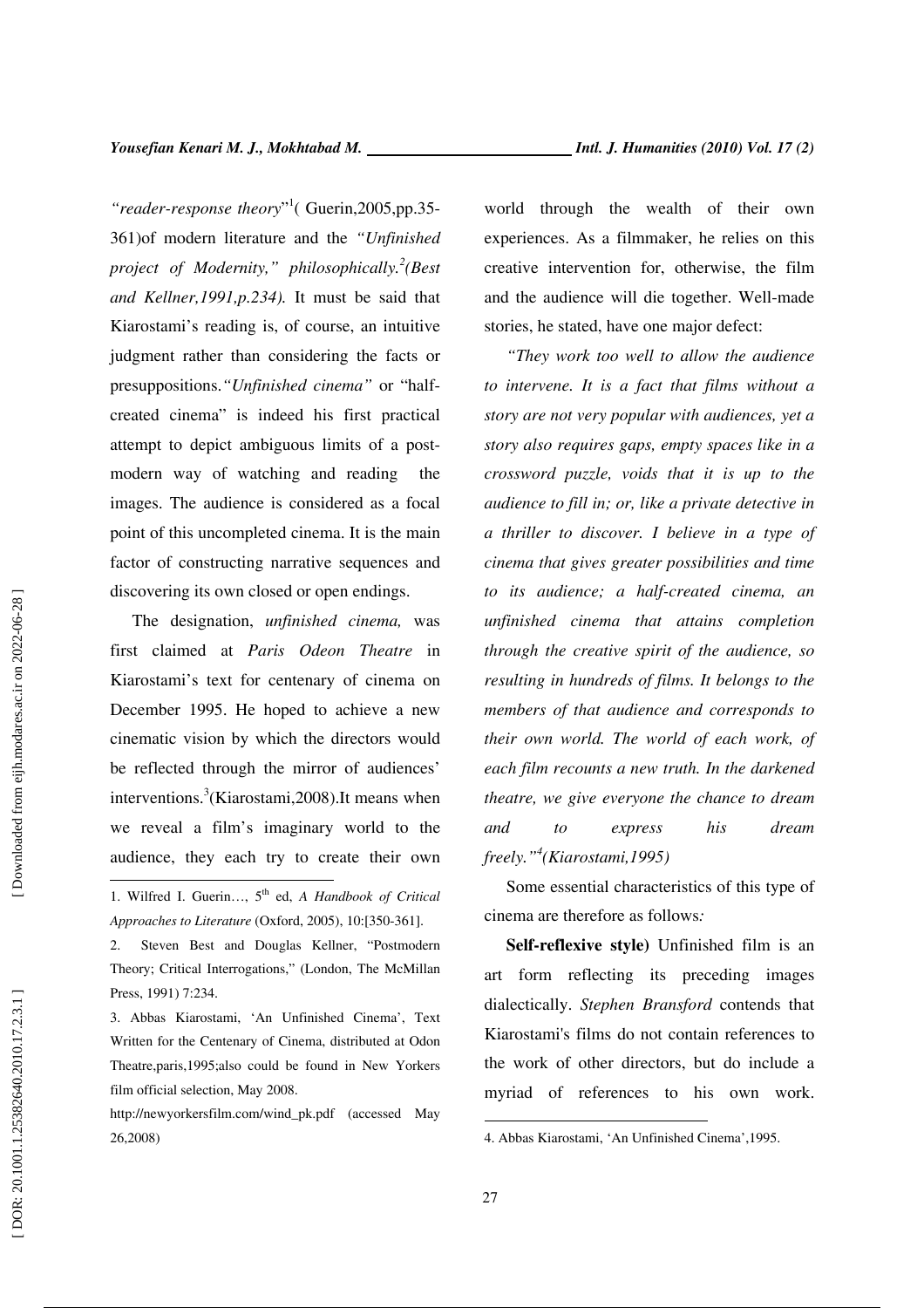*"reader-response theory"*[1]( Guerin,2005,pp.35-361)of modern literature and the *"Unfinished project of Modernity," philosophically.*[2]*(Best and Kellner,1991,p.234).* It must be said that Kiarostami's reading is, of course, an intuitive judgment rather than considering the facts or presuppositions.*"Unfinished cinema"* or "half-created cinema" is indeed his first practical attempt to depict ambiguous limits of a post-modern way of watching and reading the images. The audience is considered as a focal point of this uncompleted cinema. It is the main factor of constructing narrative sequences and discovering its own closed or open endings.

The designation, *unfinished cinema,* was first claimed at *Paris Odeon Theatre* in Kiarostami's text for centenary of cinema on December 1995. He hoped to achieve a new cinematic vision by which the directors would be reflected through the mirror of audiences' interventions.[3](Kiarostami,2008).It means when we reveal a film's imaginary world to the audience, they each try to create their own world through the wealth of their own experiences. As a filmmaker, he relies on this creative intervention for, otherwise, the film and the audience will die together. Well-made stories, he stated, have one major defect:

*"They work too well to allow the audience to intervene. It is a fact that films without a story are not very popular with audiences, yet a story also requires gaps, empty spaces like in a crossword puzzle, voids that it is up to the audience to fill in; or, like a private detective in a thriller to discover. I believe in a type of cinema that gives greater possibilities and time to its audience; a half-created cinema, an unfinished cinema that attains completion through the creative spirit of the audience, so resulting in hundreds of films. It belongs to the members of that audience and corresponds to their own world. The world of each work, of each film recounts a new truth. In the darkened theatre, we give everyone the chance to dream and to express his dream freely."*[4]*(Kiarostami,1995)*

Some essential characteristics of this type of cinema are therefore as follows*:*

**Self-reflexive style)** Unfinished film is an art form reflecting its preceding images dialectically. *Stephen Bransford* contends that Kiarostami's films do not contain references to the work of other directors, but do include a myriad of references to his own work.

---

1. Wilfred I. Guerin…, 5th ed, *A Handbook of Critical Approaches to Literature* (Oxford, 2005), 10:[350-361].

2. Steven Best and Douglas Kellner, "Postmodern Theory; Critical Interrogations," (London, The McMillan Press, 1991) 7:234.

3. Abbas Kiarostami, 'An Unfinished Cinema', Text Written for the Centenary of Cinema, distributed at Odon Theatre,paris,1995;also could be found in New Yorkers film official selection, May 2008.

http://newyorkersfilm.com/wind_pk.pdf (accessed May 26,2008)

4. Abbas Kiarostami, 'An Unfinished Cinema',1995.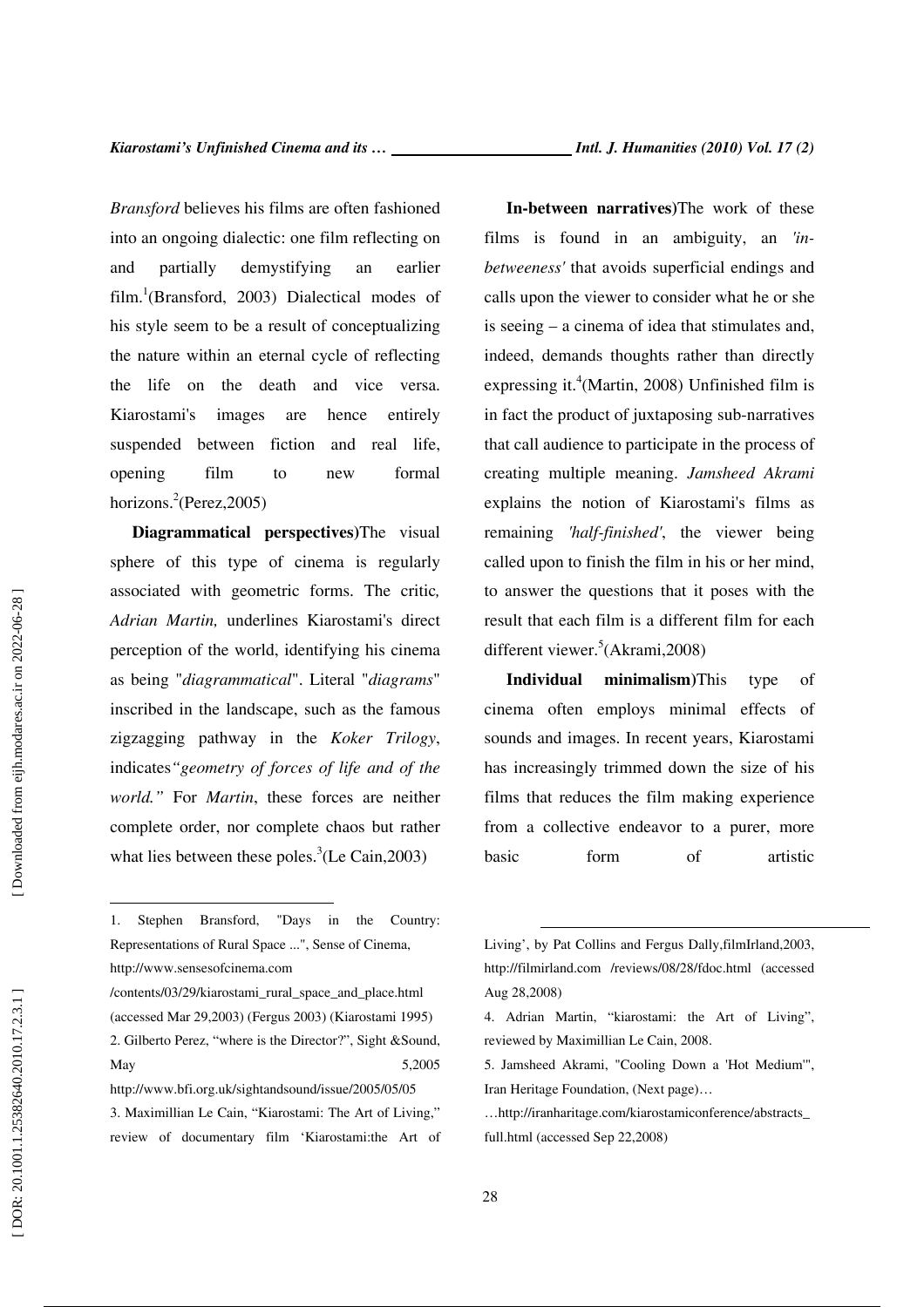*Bransford* believes his films are often fashioned into an ongoing dialectic: one film reflecting on and partially demystifying an earlier film.[1](Bransford, 2003) Dialectical modes of his style seem to be a result of conceptualizing the nature within an eternal cycle of reflecting the life on the death and vice versa. Kiarostami's images are hence entirely suspended between fiction and real life, opening film to new formal horizons.[2](Perez,2005)

**Diagrammatical perspectives)**The visual sphere of this type of cinema is regularly associated with geometric forms. The critic*, Adrian Martin,* underlines Kiarostami's direct perception of the world, identifying his cinema as being "*diagrammatical*". Literal "*diagrams*" inscribed in the landscape, such as the famous zigzagging pathway in the *Koker Trilogy*, indicates*"geometry of forces of life and of the world."* For *Martin*, these forces are neither complete order, nor complete chaos but rather what lies between these poles.[3](Le Cain,2003)

**In-between narratives)**The work of these films is found in an ambiguity, an *'in-betweeness'* that avoids superficial endings and calls upon the viewer to consider what he or she is seeing – a cinema of idea that stimulates and, indeed, demands thoughts rather than directly expressing it.[4](Martin, 2008) Unfinished film is in fact the product of juxtaposing sub-narratives that call audience to participate in the process of creating multiple meaning. *Jamsheed Akrami* explains the notion of Kiarostami's films as remaining *'half-finished'*, the viewer being called upon to finish the film in his or her mind, to answer the questions that it poses with the result that each film is a different film for each different viewer.[5](Akrami,2008)

**Individual minimalism)**This type of cinema often employs minimal effects of sounds and images. In recent years, Kiarostami has increasingly trimmed down the size of his films that reduces the film making experience from a collective endeavor to a purer, more basic form of artistic

---

1. Stephen Bransford, "Days in the Country: Representations of Rural Space ...", Sense of Cinema, http://www.sensesofcinema.com /contents/03/29/kiarostami_rural_space_and_place.html (accessed Mar 29,2003) (Fergus 2003) (Kiarostami 1995)
2. Gilberto Perez, "where is the Director?", Sight &Sound, May 5,2005 http://www.bfi.org.uk/sightandsound/issue/2005/05/05
3. Maximillian Le Cain, "Kiarostami: The Art of Living," review of documentary film 'Kiarostami:the Art of Living', by Pat Collins and Fergus Dally,filmIrland,2003, http://filmirland.com /reviews/08/28/fdoc.html (accessed Aug 28,2008)
4. Adrian Martin, "kiarostami: the Art of Living", reviewed by Maximillian Le Cain, 2008.
5. Jamsheed Akrami, "Cooling Down a 'Hot Medium'", Iran Heritage Foundation, (Next page)… …http://iranharitage.com/kiarostamiconference/abstracts_full.html (accessed Sep 22,2008)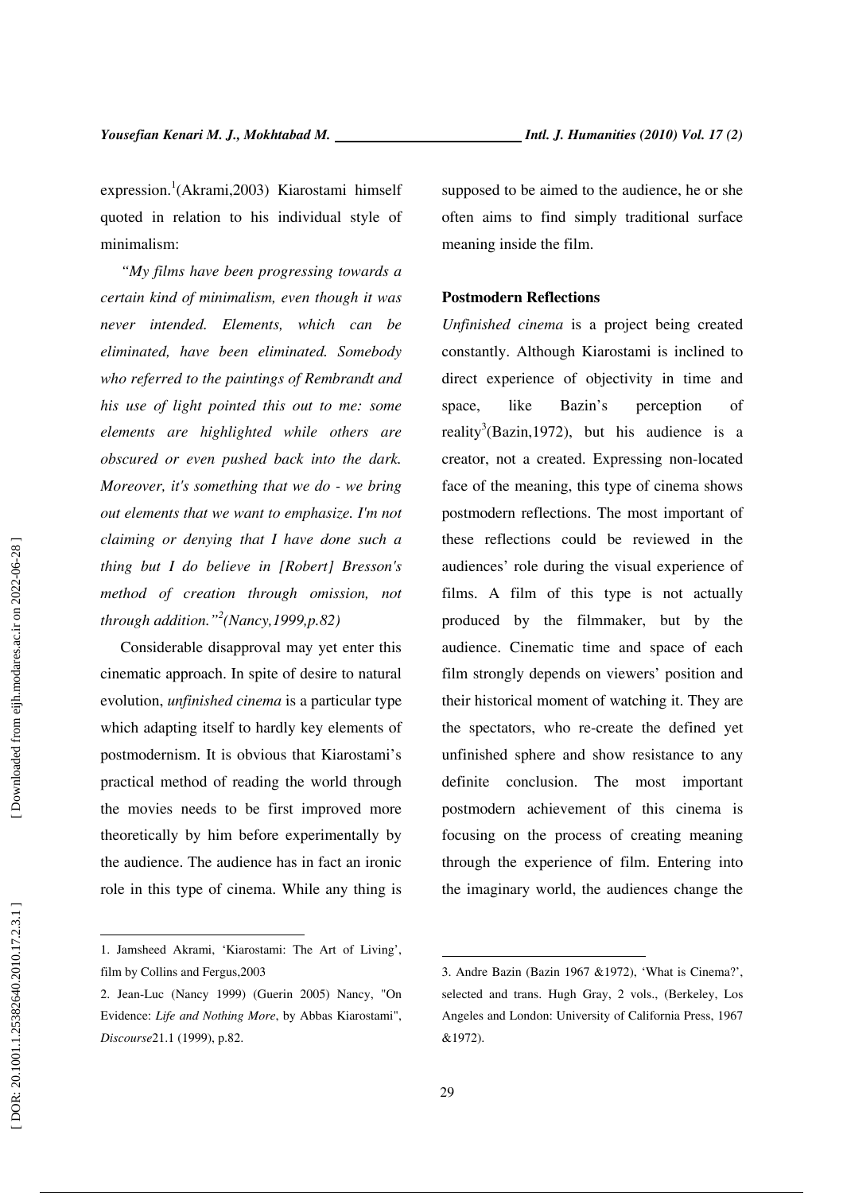expression.[1](Akrami,2003) Kiarostami himself quoted in relation to his individual style of minimalism:

*"My films have been progressing towards a certain kind of minimalism, even though it was never intended. Elements, which can be eliminated, have been eliminated. Somebody who referred to the paintings of Rembrandt and his use of light pointed this out to me: some elements are highlighted while others are obscured or even pushed back into the dark. Moreover, it's something that we do - we bring out elements that we want to emphasize. I'm not claiming or denying that I have done such a thing but I do believe in [Robert] Bresson's method of creation through omission, not through addition."[2](Nancy,1999,p.82)*

Considerable disapproval may yet enter this cinematic approach. In spite of desire to natural evolution, *unfinished cinema* is a particular type which adapting itself to hardly key elements of postmodernism. It is obvious that Kiarostami's practical method of reading the world through the movies needs to be first improved more theoretically by him before experimentally by the audience. The audience has in fact an ironic role in this type of cinema. While any thing is supposed to be aimed to the audience, he or she often aims to find simply traditional surface meaning inside the film.

**Postmodern Reflections**

*Unfinished cinema* is a project being created constantly. Although Kiarostami is inclined to direct experience of objectivity in time and space, like Bazin's perception of reality[3](Bazin,1972), but his audience is a creator, not a created. Expressing non-located face of the meaning, this type of cinema shows postmodern reflections. The most important of these reflections could be reviewed in the audiences' role during the visual experience of films. A film of this type is not actually produced by the filmmaker, but by the audience. Cinematic time and space of each film strongly depends on viewers' position and their historical moment of watching it. They are the spectators, who re-create the defined yet unfinished sphere and show resistance to any definite conclusion. The most important postmodern achievement of this cinema is focusing on the process of creating meaning through the experience of film. Entering into the imaginary world, the audiences change the

---

1. Jamsheed Akrami, 'Kiarostami: The Art of Living', film by Collins and Fergus,2003

2. Jean-Luc (Nancy 1999) (Guerin 2005) Nancy, "On Evidence: *Life and Nothing More*, by Abbas Kiarostami", *Discourse*21.1 (1999), p.82.

3. Andre Bazin (Bazin 1967 &1972), 'What is Cinema?', selected and trans. Hugh Gray, 2 vols., (Berkeley, Los Angeles and London: University of California Press, 1967 &1972).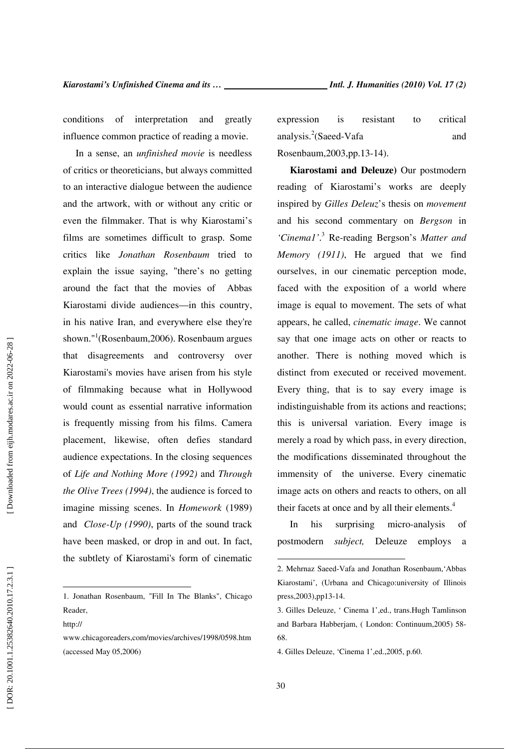conditions of interpretation and greatly influence common practice of reading a movie.

In a sense, an *unfinished movie* is needless of critics or theoreticians, but always committed to an interactive dialogue between the audience and the artwork, with or without any critic or even the filmmaker. That is why Kiarostami's films are sometimes difficult to grasp. Some critics like *Jonathan Rosenbaum* tried to explain the issue saying, "there's no getting around the fact that the movies of Abbas Kiarostami divide audiences—in this country, in his native Iran, and everywhere else they're shown."[1](Rosenbaum,2006). Rosenbaum argues that disagreements and controversy over Kiarostami's movies have arisen from his style of filmmaking because what in Hollywood would count as essential narrative information is frequently missing from his films. Camera placement, likewise, often defies standard audience expectations. In the closing sequences of *Life and Nothing More (1992)* and *Through the Olive Trees (1994)*, the audience is forced to imagine missing scenes. In *Homework* (1989) and *Close-Up (1990)*, parts of the sound track have been masked, or drop in and out. In fact, the subtlety of Kiarostami's form of cinematic expression is resistant to critical analysis.[2](Saeed-Vafa and Rosenbaum,2003,pp.13-14).

**Kiarostami and Deleuze)** Our postmodern reading of Kiarostami's works are deeply inspired by *Gilles Deleuz*'s thesis on *movement* and his second commentary on *Bergson* in *'Cinema1'*.[3] Re-reading Bergson's *Matter and Memory (1911)*, He argued that we find ourselves, in our cinematic perception mode, faced with the exposition of a world where image is equal to movement. The sets of what appears, he called, *cinematic image*. We cannot say that one image acts on other or reacts to another. There is nothing moved which is distinct from executed or received movement. Every thing, that is to say every image is indistinguishable from its actions and reactions; this is universal variation. Every image is merely a road by which pass, in every direction, the modifications disseminated throughout the immensity of the universe. Every cinematic image acts on others and reacts to others, on all their facets at once and by all their elements.[4]

In his surprising micro-analysis of postmodern *subject,* Deleuze employs a

---

1. Jonathan Rosenbaum, "Fill In The Blanks", Chicago Reader, http:// www.chicagoreaders,com/movies/archives/1998/0598.htm (accessed May 05,2006)

2. Mehrnaz Saeed-Vafa and Jonathan Rosenbaum,'Abbas Kiarostami', (Urbana and Chicago:university of Illinois press,2003),pp13-14.

3. Gilles Deleuze, ' Cinema 1',ed., trans.Hugh Tamlinson and Barbara Habberjam, ( London: Continuum,2005) 58-68.

4. Gilles Deleuze, 'Cinema 1',ed.,2005, p.60.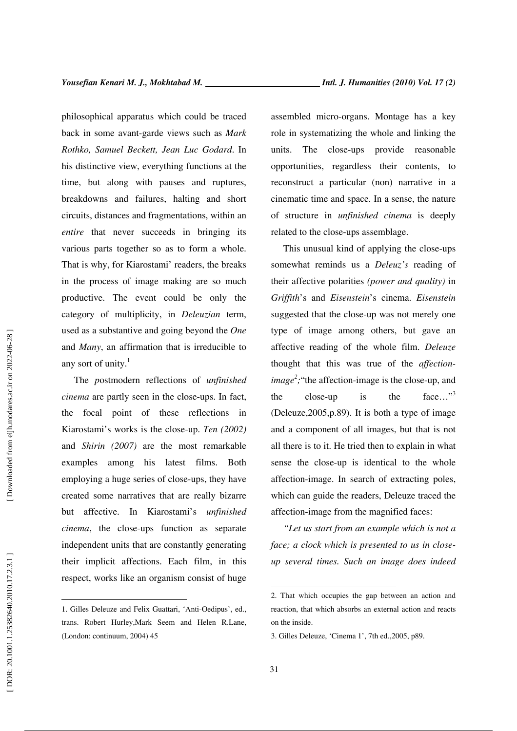philosophical apparatus which could be traced back in some avant-garde views such as *Mark Rothko, Samuel Beckett, Jean Luc Godard*. In his distinctive view, everything functions at the time, but along with pauses and ruptures, breakdowns and failures, halting and short circuits, distances and fragmentations, within an *entire* that never succeeds in bringing its various parts together so as to form a whole. That is why, for Kiarostami' readers, the breaks in the process of image making are so much productive. The event could be only the category of multiplicity, in *Deleuzian* term, used as a substantive and going beyond the *One* and *Many*, an affirmation that is irreducible to any sort of unity.[1]

The *p*ostmodern reflections of *unfinished cinema* are partly seen in the close-ups. In fact, the focal point of these reflections in Kiarostami's works is the close-up. *Ten (2002)* and *Shirin (2007)* are the most remarkable examples among his latest films. Both employing a huge series of close-ups, they have created some narratives that are really bizarre but affective. In Kiarostami's *unfinished cinema*, the close-ups function as separate independent units that are constantly generating their implicit affections. Each film, in this respect, works like an organism consist of huge assembled micro-organs. Montage has a key role in systematizing the whole and linking the units. The close-ups provide reasonable opportunities, regardless their contents, to reconstruct a particular (non) narrative in a cinematic time and space. In a sense, the nature of structure in *unfinished cinema* is deeply related to the close-ups assemblage.

This unusual kind of applying the close-ups somewhat reminds us a *Deleuz's* reading of their affective polarities *(power and quality)* in *Griffith*'s and *Eisenstein*'s cinema. *Eisenstein* suggested that the close-up was not merely one type of image among others, but gave an affective reading of the whole film. *Deleuze* thought that this was true of the *affection-image*[2];"the affection-image is the close-up, and the close-up is the face…"[3] (Deleuze,2005,p.89). It is both a type of image and a component of all images, but that is not all there is to it. He tried then to explain in what sense the close-up is identical to the whole affection-image. In search of extracting poles, which can guide the readers, Deleuze traced the affection-image from the magnified faces:

*"Let us start from an example which is not a face; a clock which is presented to us in close-up several times. Such an image does indeed*

---

1. Gilles Deleuze and Felix Guattari, 'Anti-Oedipus', ed., trans. Robert Hurley,Mark Seem and Helen R.Lane, (London: continuum, 2004) 45

2. That which occupies the gap between an action and reaction, that which absorbs an external action and reacts on the inside.

3. Gilles Deleuze, 'Cinema 1', 7th ed.,2005, p89.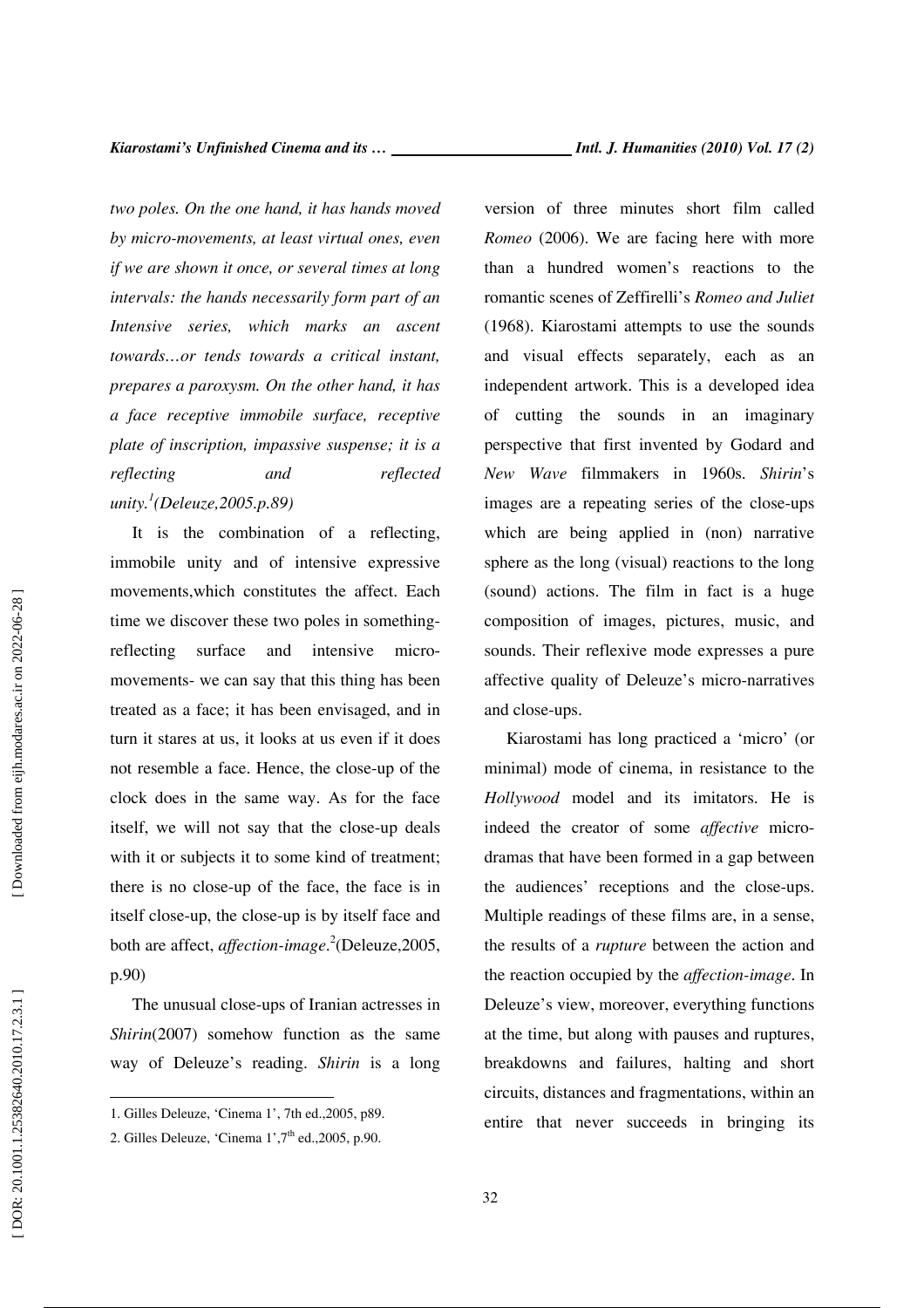*two poles. On the one hand, it has hands moved by micro-movements, at least virtual ones, even if we are shown it once, or several times at long intervals: the hands necessarily form part of an Intensive series, which marks an ascent towards…or tends towards a critical instant, prepares a paroxysm. On the other hand, it has a face receptive immobile surface, receptive plate of inscription, impassive suspense; it is a reflecting and reflected unity.*[1] *(Deleuze,2005.p.89)*

It is the combination of a reflecting, immobile unity and of intensive expressive movements,which constitutes the affect. Each time we discover these two poles in something- reflecting surface and intensive micro-movements- we can say that this thing has been treated as a face; it has been envisaged, and in turn it stares at us, it looks at us even if it does not resemble a face. Hence, the close-up of the clock does in the same way. As for the face itself, we will not say that the close-up deals with it or subjects it to some kind of treatment; there is no close-up of the face, the face is in itself close-up, the close-up is by itself face and both are affect, *affection-image*.[2](Deleuze,2005, p.90)

The unusual close-ups of Iranian actresses in *Shirin*(2007) somehow function as the same way of Deleuze's reading. *Shirin* is a long version of three minutes short film called *Romeo* (2006). We are facing here with more than a hundred women's reactions to the romantic scenes of Zeffirelli's *Romeo and Juliet* (1968). Kiarostami attempts to use the sounds and visual effects separately, each as an independent artwork. This is a developed idea of cutting the sounds in an imaginary perspective that first invented by Godard and *New Wave* filmmakers in 1960s. *Shirin*'s images are a repeating series of the close-ups which are being applied in (non) narrative sphere as the long (visual) reactions to the long (sound) actions. The film in fact is a huge composition of images, pictures, music, and sounds. Their reflexive mode expresses a pure affective quality of Deleuze's micro-narratives and close-ups.

Kiarostami has long practiced a 'micro' (or minimal) mode of cinema, in resistance to the *Hollywood* model and its imitators. He is indeed the creator of some *affective* micro-dramas that have been formed in a gap between the audiences' receptions and the close-ups. Multiple readings of these films are, in a sense, the results of a *rupture* between the action and the reaction occupied by the *affection-image*. In Deleuze's view, moreover, everything functions at the time, but along with pauses and ruptures, breakdowns and failures, halting and short circuits, distances and fragmentations, within an entire that never succeeds in bringing its

---

1. Gilles Deleuze, 'Cinema 1', 7th ed.,2005, p89.
2. Gilles Deleuze, 'Cinema 1',7th ed.,2005, p.90.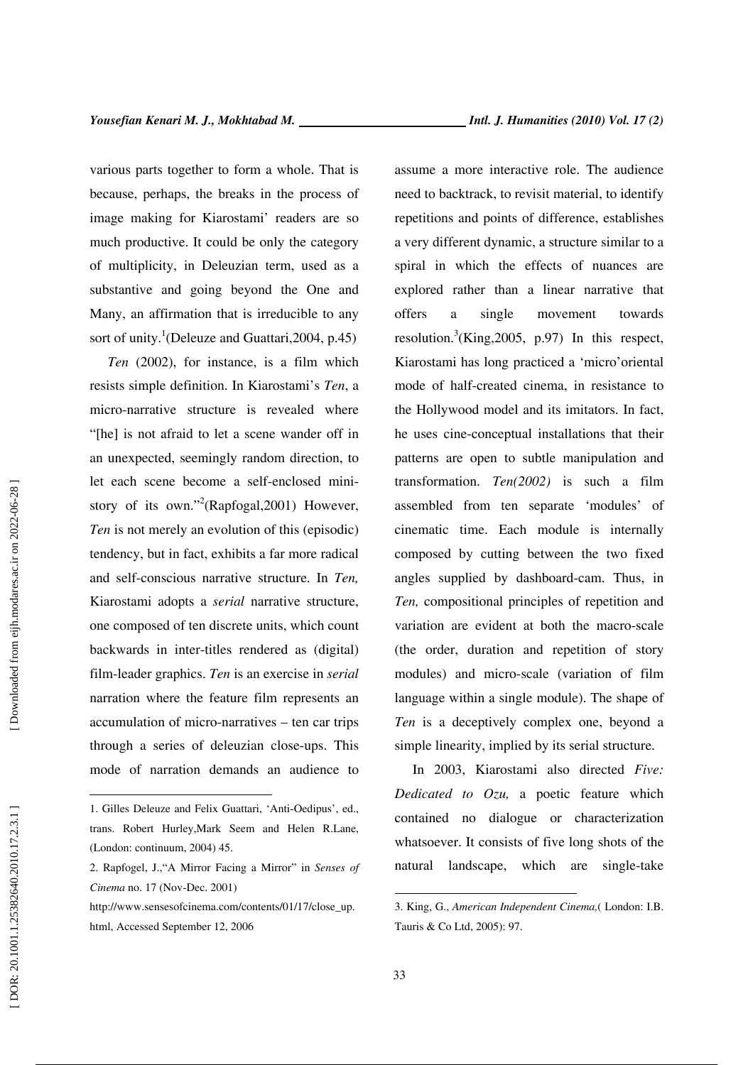various parts together to form a whole. That is because, perhaps, the breaks in the process of image making for Kiarostami' readers are so much productive. It could be only the category of multiplicity, in Deleuzian term, used as a substantive and going beyond the One and Many, an affirmation that is irreducible to any sort of unity.[1](Deleuze and Guattari,2004, p.45)

*Ten* (2002), for instance, is a film which resists simple definition. In Kiarostami's *Ten*, a micro-narrative structure is revealed where "[he] is not afraid to let a scene wander off in an unexpected, seemingly random direction, to let each scene become a self-enclosed mini-story of its own."[2](Rapfogal,2001) However, *Ten* is not merely an evolution of this (episodic) tendency, but in fact, exhibits a far more radical and self-conscious narrative structure. In *Ten,* Kiarostami adopts a *serial* narrative structure, one composed of ten discrete units, which count backwards in inter-titles rendered as (digital) film-leader graphics. *Ten* is an exercise in *serial* narration where the feature film represents an accumulation of micro-narratives – ten car trips through a series of deleuzian close-ups. This mode of narration demands an audience to assume a more interactive role. The audience need to backtrack, to revisit material, to identify repetitions and points of difference, establishes a very different dynamic, a structure similar to a spiral in which the effects of nuances are explored rather than a linear narrative that offers a single movement towards resolution.[3](King,2005, p.97) In this respect, Kiarostami has long practiced a 'micro'oriental mode of half-created cinema, in resistance to the Hollywood model and its imitators. In fact, he uses cine-conceptual installations that their patterns are open to subtle manipulation and transformation. *Ten(2002)* is such a film assembled from ten separate 'modules' of cinematic time. Each module is internally composed by cutting between the two fixed angles supplied by dashboard-cam. Thus, in *Ten,* compositional principles of repetition and variation are evident at both the macro-scale (the order, duration and repetition of story modules) and micro-scale (variation of film language within a single module). The shape of *Ten* is a deceptively complex one, beyond a simple linearity, implied by its serial structure.

In 2003, Kiarostami also directed *Five: Dedicated to Ozu,* a poetic feature which contained no dialogue or characterization whatsoever. It consists of five long shots of the natural landscape, which are single-take

---

1. Gilles Deleuze and Felix Guattari, 'Anti-Oedipus', ed., trans. Robert Hurley,Mark Seem and Helen R.Lane, (London: continuum, 2004) 45.

2. Rapfogel, J.,"A Mirror Facing a Mirror" in *Senses of Cinema* no. 17 (Nov-Dec. 2001) http://www.sensesofcinema.com/contents/01/17/close_up.html, Accessed September 12, 2006

3. King, G., *American Independent Cinema,*( London: I.B. Tauris & Co Ltd, 2005): 97.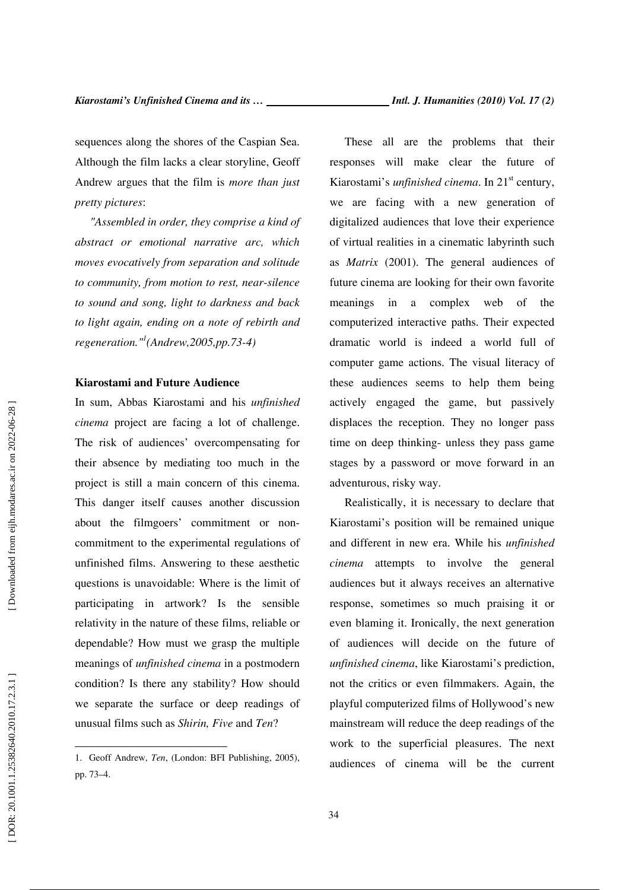sequences along the shores of the Caspian Sea. Although the film lacks a clear storyline, Geoff Andrew argues that the film is *more than just pretty pictures*:

*"Assembled in order, they comprise a kind of abstract or emotional narrative arc, which moves evocatively from separation and solitude to community, from motion to rest, near-silence to sound and song, light to darkness and back to light again, ending on a note of rebirth and regeneration."*[1] *(Andrew,2005,pp.73-4)*

**Kiarostami and Future Audience**

In sum, Abbas Kiarostami and his *unfinished cinema* project are facing a lot of challenge. The risk of audiences' overcompensating for their absence by mediating too much in the project is still a main concern of this cinema. This danger itself causes another discussion about the filmgoers' commitment or non-commitment to the experimental regulations of unfinished films. Answering to these aesthetic questions is unavoidable: Where is the limit of participating in artwork? Is the sensible relativity in the nature of these films, reliable or dependable? How must we grasp the multiple meanings of *unfinished cinema* in a postmodern condition? Is there any stability? How should we separate the surface or deep readings of unusual films such as *Shirin, Five* and *Ten*?

These all are the problems that their responses will make clear the future of Kiarostami's *unfinished cinema*. In 21st century, we are facing with a new generation of digitalized audiences that love their experience of virtual realities in a cinematic labyrinth such as *Matrix* (2001). The general audiences of future cinema are looking for their own favorite meanings in a complex web of the computerized interactive paths. Their expected dramatic world is indeed a world full of computer game actions. The visual literacy of these audiences seems to help them being actively engaged the game, but passively displaces the reception. They no longer pass time on deep thinking- unless they pass game stages by a password or move forward in an adventurous, risky way.

Realistically, it is necessary to declare that Kiarostami's position will be remained unique and different in new era. While his *unfinished cinema* attempts to involve the general audiences but it always receives an alternative response, sometimes so much praising it or even blaming it. Ironically, the next generation of audiences will decide on the future of *unfinished cinema*, like Kiarostami's prediction, not the critics or even filmmakers. Again, the playful computerized films of Hollywood's new mainstream will reduce the deep readings of the work to the superficial pleasures. The next audiences of cinema will be the current

---

1. Geoff Andrew, *Ten*, (London: BFI Publishing, 2005), pp. 73–4.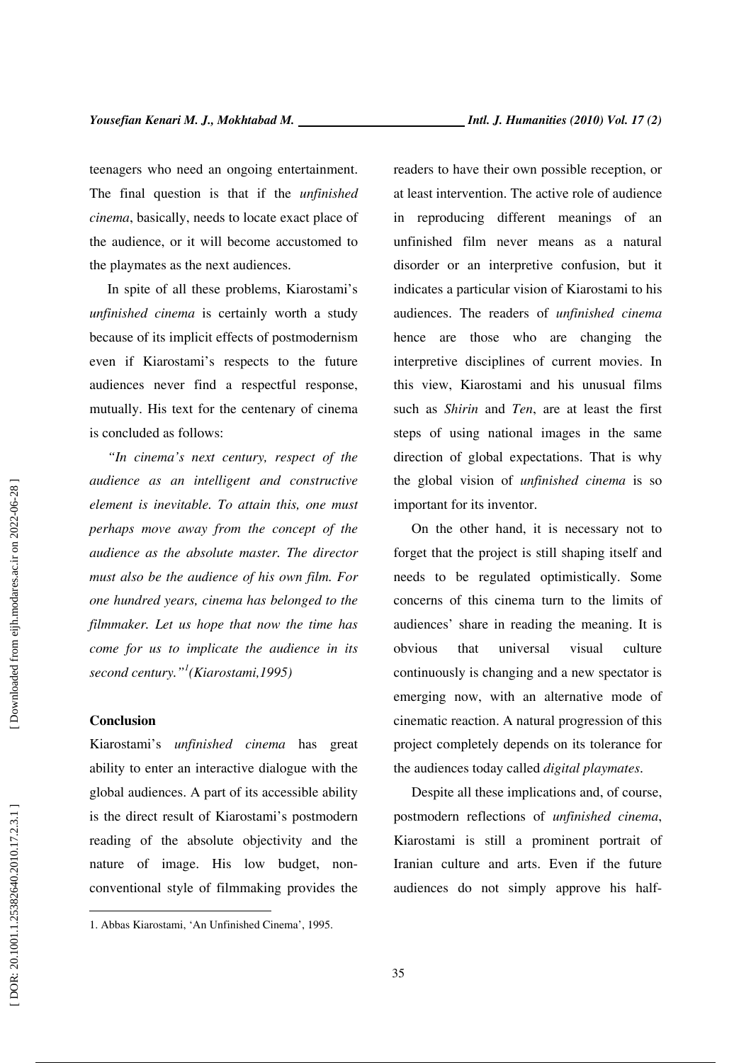teenagers who need an ongoing entertainment. The final question is that if the *unfinished cinema*, basically, needs to locate exact place of the audience, or it will become accustomed to the playmates as the next audiences.

In spite of all these problems, Kiarostami's *unfinished cinema* is certainly worth a study because of its implicit effects of postmodernism even if Kiarostami's respects to the future audiences never find a respectful response, mutually. His text for the centenary of cinema is concluded as follows:

*"In cinema's next century, respect of the audience as an intelligent and constructive element is inevitable. To attain this, one must perhaps move away from the concept of the audience as the absolute master. The director must also be the audience of his own film. For one hundred years, cinema has belonged to the filmmaker. Let us hope that now the time has come for us to implicate the audience in its second century."*[1] *(Kiarostami,1995)*

**Conclusion**

Kiarostami's *unfinished cinema* has great ability to enter an interactive dialogue with the global audiences. A part of its accessible ability is the direct result of Kiarostami's postmodern reading of the absolute objectivity and the nature of image. His low budget, non-conventional style of filmmaking provides the readers to have their own possible reception, or at least intervention. The active role of audience in reproducing different meanings of an unfinished film never means as a natural disorder or an interpretive confusion, but it indicates a particular vision of Kiarostami to his audiences. The readers of *unfinished cinema* hence are those who are changing the interpretive disciplines of current movies. In this view, Kiarostami and his unusual films such as *Shirin* and *Ten*, are at least the first steps of using national images in the same direction of global expectations. That is why the global vision of *unfinished cinema* is so important for its inventor.

On the other hand, it is necessary not to forget that the project is still shaping itself and needs to be regulated optimistically. Some concerns of this cinema turn to the limits of audiences' share in reading the meaning. It is obvious that universal visual culture continuously is changing and a new spectator is emerging now, with an alternative mode of cinematic reaction. A natural progression of this project completely depends on its tolerance for the audiences today called *digital playmates*.

Despite all these implications and, of course, postmodern reflections of *unfinished cinema*, Kiarostami is still a prominent portrait of Iranian culture and arts. Even if the future audiences do not simply approve his half-

---

1. Abbas Kiarostami, 'An Unfinished Cinema', 1995.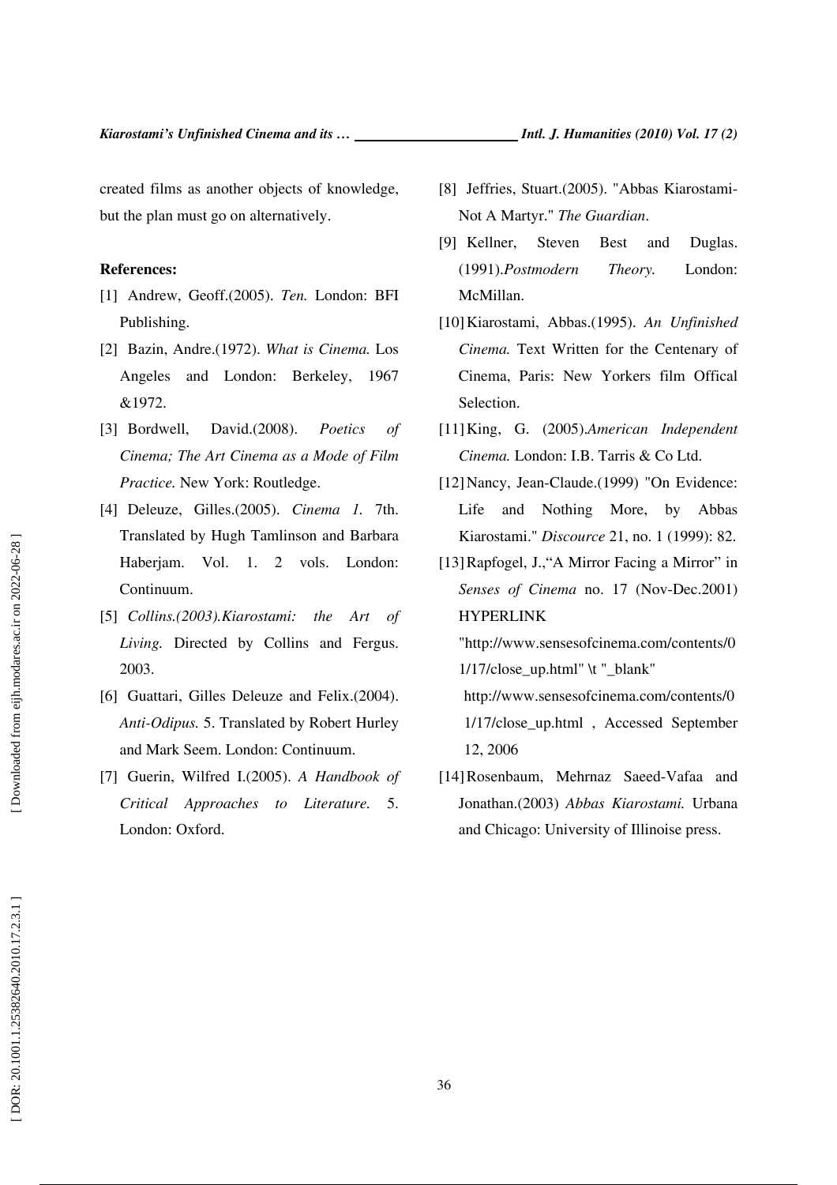created films as another objects of knowledge, but the plan must go on alternatively.

**References:**

[1] Andrew, Geoff.(2005). *Ten.* London: BFI Publishing.

[2] Bazin, Andre.(1972). *What is Cinema.* Los Angeles and London: Berkeley, 1967 &1972.

[3] Bordwell, David.(2008). *Poetics of Cinema; The Art Cinema as a Mode of Film Practice.* New York: Routledge.

[4] Deleuze, Gilles.(2005). *Cinema 1.* 7th. Translated by Hugh Tamlinson and Barbara Haberjam. Vol. 1. 2 vols. London: Continuum.

[5] *Collins.(2003).Kiarostami: the Art of Living.* Directed by Collins and Fergus. 2003.

[6] Guattari, Gilles Deleuze and Felix.(2004). *Anti-Odipus.* 5. Translated by Robert Hurley and Mark Seem. London: Continuum.

[7] Guerin, Wilfred I.(2005). *A Handbook of Critical Approaches to Literature.* 5. London: Oxford.

[8] Jeffries, Stuart.(2005). "Abbas Kiarostami-Not A Martyr." *The Guardian.*

[9] Kellner, Steven Best and Duglas. (1991).*Postmodern Theory.* London: McMillan.

[10] Kiarostami, Abbas.(1995). *An Unfinished Cinema.* Text Written for the Centenary of Cinema, Paris: New Yorkers film Offical Selection.

[11] King, G. (2005).*American Independent Cinema.* London: I.B. Tarris & Co Ltd.

[12] Nancy, Jean-Claude.(1999) "On Evidence: Life and Nothing More, by Abbas Kiarostami." *Discource* 21, no. 1 (1999): 82.

[13] Rapfogel, J.,"A Mirror Facing a Mirror" in *Senses of Cinema* no. 17 (Nov-Dec.2001) HYPERLINK "http://www.sensesofcinema.com/contents/01/17/close_up.html" \t "_blank" http://www.sensesofcinema.com/contents/01/17/close_up.html , Accessed September 12, 2006

[14] Rosenbaum, Mehrnaz Saeed-Vafaa and Jonathan.(2003) *Abbas Kiarostami.* Urbana and Chicago: University of Illinoise press.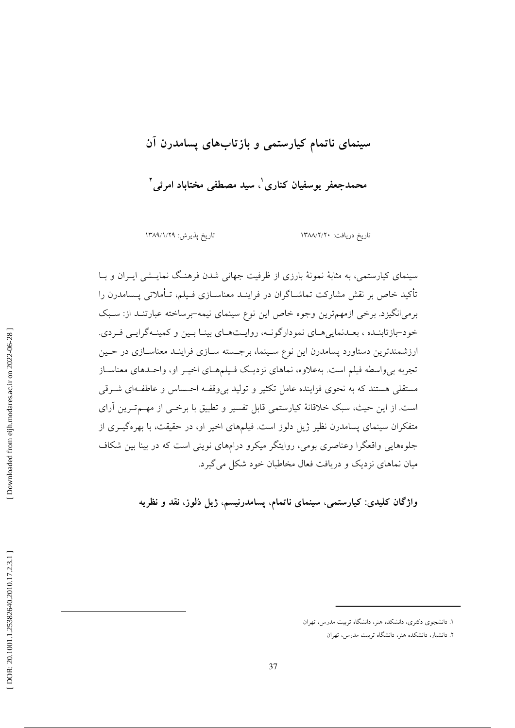# سینمای ناتمام کیارستمی و بازتاب‌های پسامدرن آن

**محمدجعفر یوسفیان کناری[1]، سید مصطفی مختاباد امرئی[2]**

تاریخ دریافت: ۱۳۸۸/۲/۲۰ تاریخ پذیرش: ۱۳۸۹/۱/۲۹

سینمای کیارستمی، به مثابهٔ نمونهٔ بارزی از ظرفیت جهانی شدن فرهنگ نمایشی ایران و با تأکید خاص بر نقش مشارکت تماشاگران در فرایند معناسازی فیلم، تأملاتی پسامدرن را برمی‌انگیزد. برخی ازمهم‌ترین وجوه خاص این نوع سینمای نیمه-برساخته عبارتند از: سبک خود-بازتابنده ، بعدنمایی‌های نمودارگونه، روایت‌های بینا بین و کمینه‌گرایی فردی. ارزشمندترین دستاورد پسامدرن این نوع سینما، برجسته سازی فرایند معناسازی در حین تجربه بی‌واسطه فیلم است. به‌علاوه، نماهای نزدیک فیلم‌های اخیر او، واحدهای معناساز مستقلی هستند که به نحوی فزاینده عامل تکثیر و تولید بی‌وقفه احساس و عاطفه‌ای شرقی است. از این حیث، سبک خلاقانهٔ کیارستمی قابل تفسیر و تطبیق با برخی از مهم‌ترین آرای متفکران سینمای پسامدرن نظیر ژیل دلوز است. فیلم‌های اخیر او، در حقیقت، با بهره‌گیری از جلوه‌هایی واقعگرا وعناصری بومی، روایتگر میکرو درام‌های نوینی است که در بینا بین شکاف میان نماهای نزدیک و دریافت فعال مخاطبان خود شکل می‌گیرد.

**واژگان کلیدی: کیارستمی، سینمای ناتمام، پسامدرنیسم، ژیل دُلوز، نقد و نظریه**

---

۱. دانشجوی دکتری، دانشکده هنر، دانشگاه تربیت مدرس، تهران

۲. دانشیار، دانشکده هنر، دانشگاه تربیت مدرس، تهران